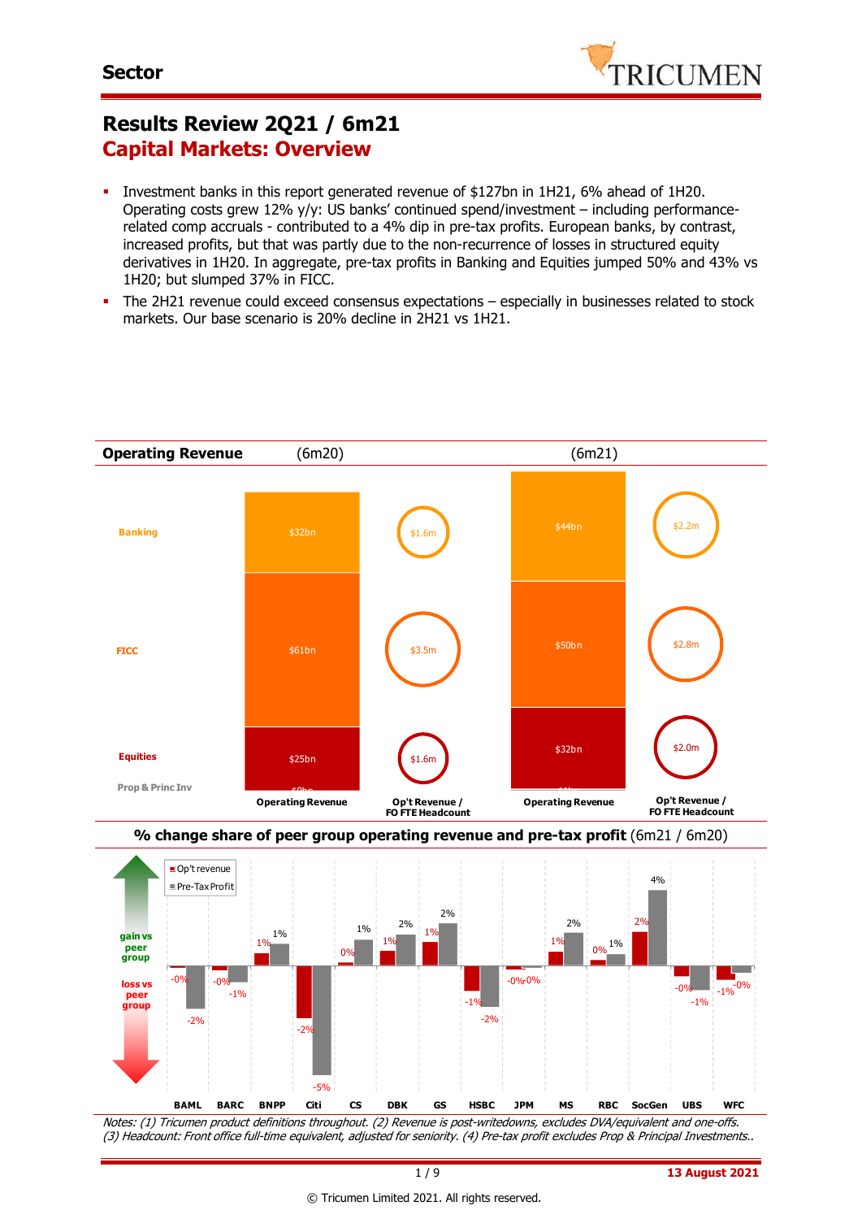Sector

# Results Review 2Q21 / 6m21
## Capital Markets: Overview

- Investment banks in this report generated revenue of $127bn in 1H21, 6% ahead of 1H20. Operating costs grew 12% y/y: US banks' continued spend/investment – including performance-related comp accruals - contributed to a 4% dip in pre-tax profits. European banks, by contrast, increased profits, but that was partly due to the non-recurrence of losses in structured equity derivatives in 1H20. In aggregate, pre-tax profits in Banking and Equities jumped 50% and 43% vs 1H20; but slumped 37% in FICC.
- The 2H21 revenue could exceed consensus expectations – especially in businesses related to stock markets. Our base scenario is 20% decline in 2H21 vs 1H21.

**Operating Revenue** (6m20) (6m21)

| | 6m20 Operating Revenue | 6m20 Op't Revenue / FO FTE Headcount | 6m21 Operating Revenue | 6m21 Op't Revenue / FO FTE Headcount |
|---|---|---|---|---|
| Banking | $32bn | $1.6m | $44bn | $2.2m |
| FICC | $61bn | $3.5m | $50bn | $2.8m |
| Equities | $25bn | $1.6m | $32bn | $2.0m |
| Prop & Princ Inv | $0bn | | $1bn | |

**% change share of peer group operating revenue and pre-tax profit** (6m21 / 6m20)

| | BAML | BARC | BNPP | Citi | CS | DBK | GS | HSBC | JPM | MS | RBC | SocGen | UBS | WFC |
|---|---|---|---|---|---|---|---|---|---|---|---|---|---|---|
| Op't revenue | -0% | -0% | 1% | -2% | 0% | 1% | 1% | -1% | -0% | 1% | 0% | 2% | -0% | -1% |
| Pre-Tax Profit | -2% | -1% | 1% | -5% | 1% | 2% | 2% | -2% | -0% | 2% | 1% | 4% | -1% | -0% |

Notes: (1) Tricumen product definitions throughout. (2) Revenue is post-writedowns, excludes DVA/equivalent and one-offs. (3) Headcount: Front office full-time equivalent, adjusted for seniority. (4) Pre-tax profit excludes Prop & Principal Investments..

13 August 2021

© Tricumen Limited 2021. All rights reserved.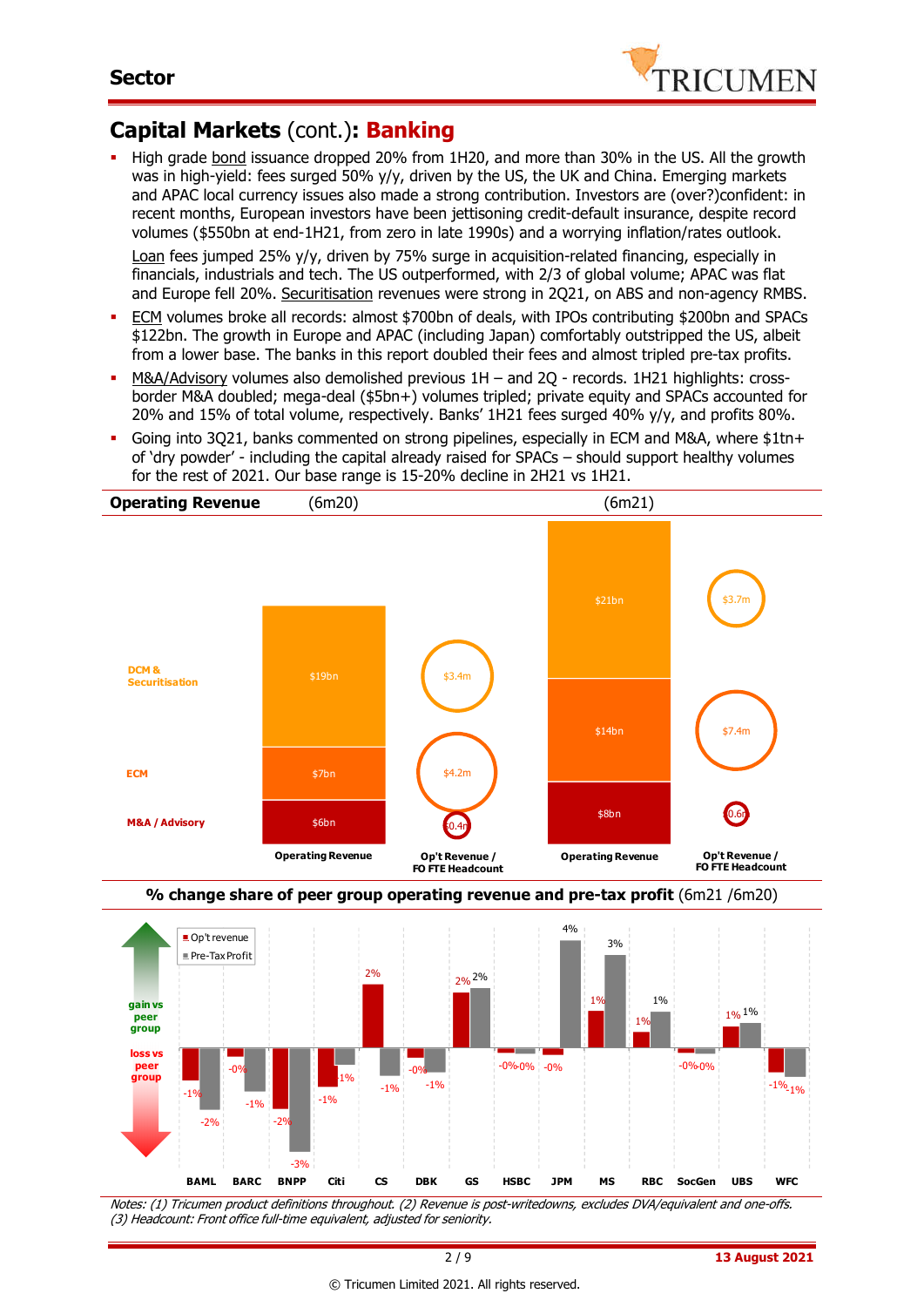## Capital Markets (cont.): **Banking**

- High grade bond issuance dropped 20% from 1H20, and more than 30% in the US. All the growth was in high-yield: fees surged 50% y/y, driven by the US, the UK and China. Emerging markets and APAC local currency issues also made a strong contribution. Investors are (over?)confident: in recent months, European investors have been jettisoning credit-default insurance, despite record volumes ($550bn at end-1H21, from zero in late 1990s) and a worrying inflation/rates outlook.

  Loan fees jumped 25% y/y, driven by 75% surge in acquisition-related financing, especially in financials, industrials and tech. The US outperformed, with 2/3 of global volume; APAC was flat and Europe fell 20%. Securitisation revenues were strong in 2Q21, on ABS and non-agency RMBS.
- ECM volumes broke all records: almost $700bn of deals, with IPOs contributing $200bn and SPACs $122bn. The growth in Europe and APAC (including Japan) comfortably outstripped the US, albeit from a lower base. The banks in this report doubled their fees and almost tripled pre-tax profits.
- M&A/Advisory volumes also demolished previous 1H – and 2Q - records. 1H21 highlights: cross-border M&A doubled; mega-deal ($5bn+) volumes tripled; private equity and SPACs accounted for 20% and 15% of total volume, respectively. Banks' 1H21 fees surged 40% y/y, and profits 80%.
- Going into 3Q21, banks commented on strong pipelines, especially in ECM and M&A, where $1tn+ of 'dry powder' - including the capital already raised for SPACs – should support healthy volumes for the rest of 2021. Our base range is 15-20% decline in 2H21 vs 1H21.

**Operating Revenue**

| | (6m20) Operating Revenue | (6m20) Op't Revenue / FO FTE Headcount | (6m21) Operating Revenue | (6m21) Op't Revenue / FO FTE Headcount |
|---|---|---|---|---|
| DCM & Securitisation | $19bn | $3.4m | $21bn | $3.7m |
| ECM | $7bn | $4.2m | $14bn | $7.4m |
| M&A / Advisory | $6bn | $0.4m | $8bn | $0.6m |

**% change share of peer group operating revenue and pre-tax profit** (6m21 /6m20)

| | BAML | BARC | BNPP | Citi | CS | DBK | GS | HSBC | JPM | MS | RBC | SocGen | UBS | WFC |
|---|---|---|---|---|---|---|---|---|---|---|---|---|---|---|
| Op't revenue | -1% | -0% | -2% | -1% | 2% | -0% | 2% | -0% | -0% | 1% | 1% | -0% | 1% | -1% |
| Pre-Tax Profit | -2% | -1% | -3% | -1% | -1% | -1% | 2% | -0% | 4% | 3% | 1% | -0% | 1% | -1% |

gain vs peer group / loss vs peer group

*Notes: (1) Tricumen product definitions throughout. (2) Revenue is post-writedowns, excludes DVA/equivalent and one-offs. (3) Headcount: Front office full-time equivalent, adjusted for seniority.*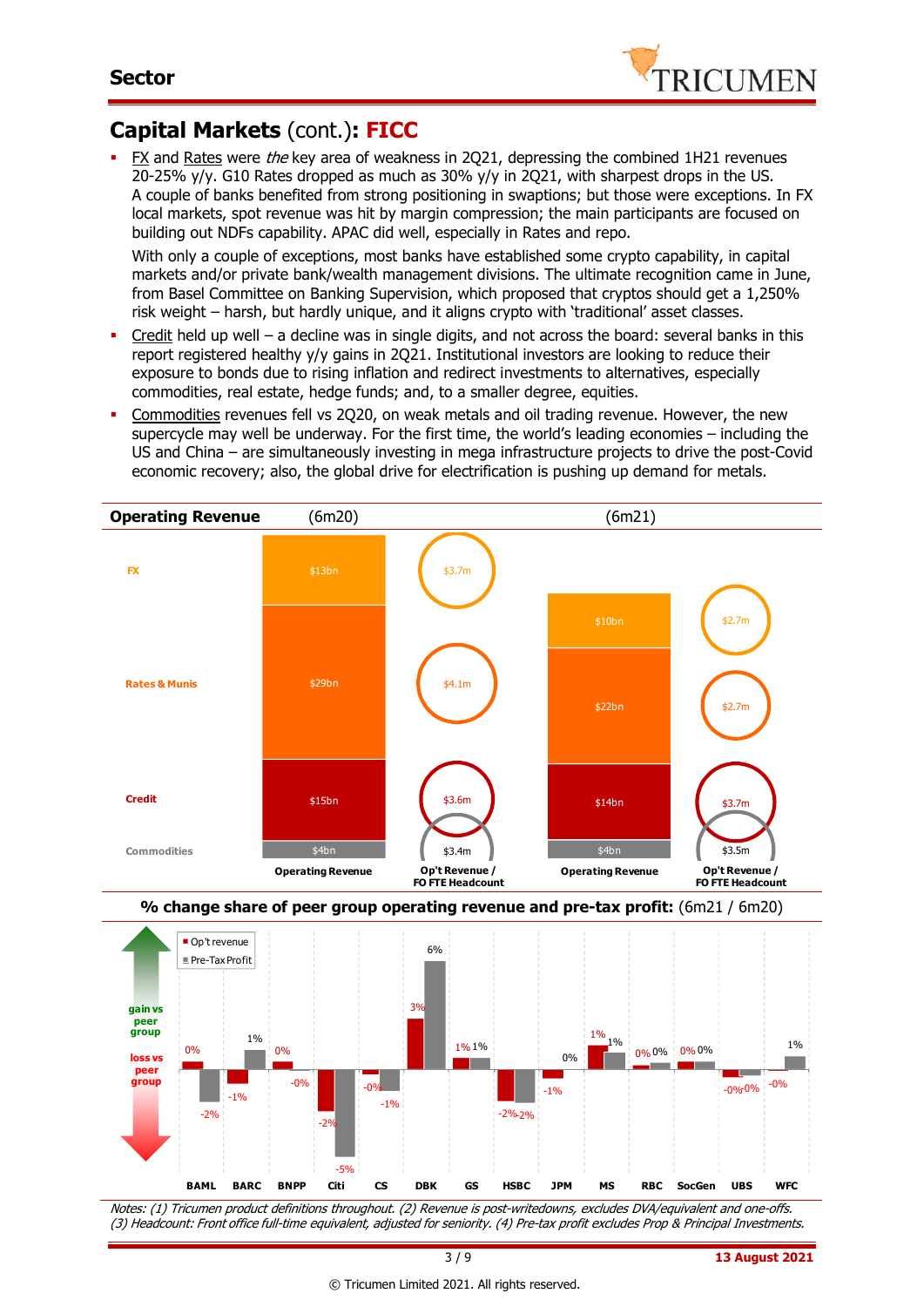## Capital Markets (cont.): FICC

- FX and Rates were *the* key area of weakness in 2Q21, depressing the combined 1H21 revenues 20-25% y/y. G10 Rates dropped as much as 30% y/y in 2Q21, with sharpest drops in the US. A couple of banks benefited from strong positioning in swaptions; but those were exceptions. In FX local markets, spot revenue was hit by margin compression; the main participants are focused on building out NDFs capability. APAC did well, especially in Rates and repo.

  With only a couple of exceptions, most banks have established some crypto capability, in capital markets and/or private bank/wealth management divisions. The ultimate recognition came in June, from Basel Committee on Banking Supervision, which proposed that cryptos should get a 1,250% risk weight – harsh, but hardly unique, and it aligns crypto with 'traditional' asset classes.
- Credit held up well – a decline was in single digits, and not across the board: several banks in this report registered healthy y/y gains in 2Q21. Institutional investors are looking to reduce their exposure to bonds due to rising inflation and redirect investments to alternatives, especially commodities, real estate, hedge funds; and, to a smaller degree, equities.
- Commodities revenues fell vs 2Q20, on weak metals and oil trading revenue. However, the new supercycle may well be underway. For the first time, the world's leading economies – including the US and China – are simultaneously investing in mega infrastructure projects to drive the post-Covid economic recovery; also, the global drive for electrification is pushing up demand for metals.

**Operating Revenue**

| | (6m20) Operating Revenue | (6m20) Op't Revenue / FO FTE Headcount | (6m21) Operating Revenue | (6m21) Op't Revenue / FO FTE Headcount |
|---|---|---|---|---|
| FX | $13bn | $3.7m | $10bn | $2.7m |
| Rates & Munis | $29bn | $4.1m | $22bn | $2.7m |
| Credit | $15bn | $3.6m | $14bn | $3.7m |
| Commodities | $4bn | $3.4m | $4bn | $3.5m |

**% change share of peer group operating revenue and pre-tax profit:** (6m21 / 6m20)

| | BAML | BARC | BNPP | Citi | CS | DBK | GS | HSBC | JPM | MS | RBC | SocGen | UBS | WFC |
|---|---|---|---|---|---|---|---|---|---|---|---|---|---|---|
| Op't revenue | 0% | -1% | 0% | -2% | -0% | 3% | 1% | -2% | -1% | 1% | 0% | 0% | -0% | -0% |
| Pre-Tax Profit | -2% | 1% | -0% | -5% | -1% | 6% | 1% | -2% | 0% | 1% | 0% | 0% | 0% | 1% |

*Notes: (1) Tricumen product definitions throughout. (2) Revenue is post-writedowns, excludes DVA/equivalent and one-offs. (3) Headcount: Front office full-time equivalent, adjusted for seniority. (4) Pre-tax profit excludes Prop & Principal Investments.*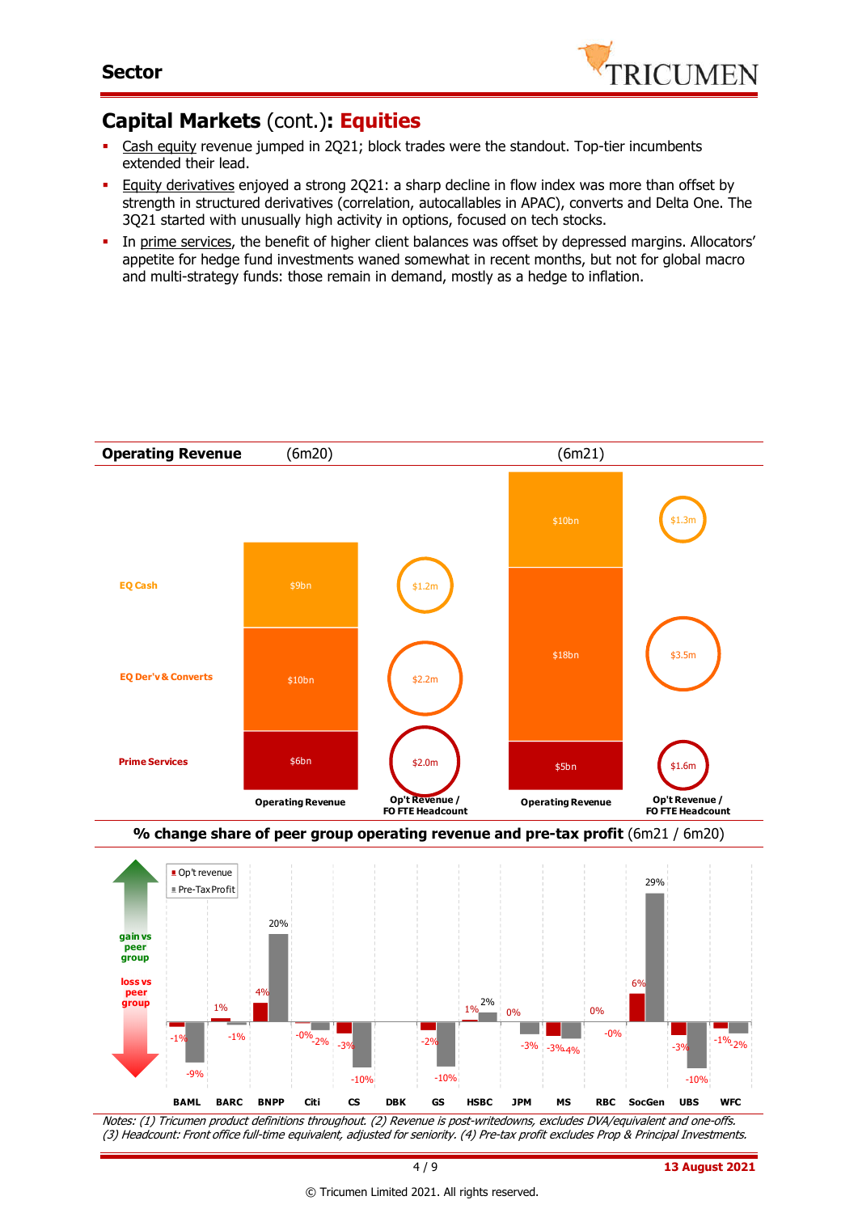## Capital Markets (cont.): **Equities**

- Cash equity revenue jumped in 2Q21; block trades were the standout. Top-tier incumbents extended their lead.
- Equity derivatives enjoyed a strong 2Q21: a sharp decline in flow index was more than offset by strength in structured derivatives (correlation, autocallables in APAC), converts and Delta One. The 3Q21 started with unusually high activity in options, focused on tech stocks.
- In prime services, the benefit of higher client balances was offset by depressed margins. Allocators' appetite for hedge fund investments waned somewhat in recent months, but not for global macro and multi-strategy funds: those remain in demand, mostly as a hedge to inflation.

**Operating Revenue** (6m20) (6m21)

| | Operating Revenue (6m20) | Op't Revenue / FO FTE Headcount (6m20) | Operating Revenue (6m21) | Op't Revenue / FO FTE Headcount (6m21) |
|---|---|---|---|---|
| EQ Cash | $9bn | $1.2m | $10bn | $1.3m |
| EQ Der'v & Converts | $10bn | $2.2m | $18bn | $3.5m |
| Prime Services | $6bn | $2.0m | $5bn | $1.6m |

**% change share of peer group operating revenue and pre-tax profit** (6m21 / 6m20)

| | BAML | BARC | BNPP | Citi | CS | DBK | GS | HSBC | JPM | MS | RBC | SocGen | UBS | WFC |
|---|---|---|---|---|---|---|---|---|---|---|---|---|---|---|
| Op't revenue | -1% | 1% | 4% | -0% | -3% | | -2% | 1% | 0% | -3% | 0% | 6% | -3% | -1% |
| Pre-Tax Profit | -9% | -1% | 20% | -2% | -10% | | -10% | 2% | -3% | -4% | -0% | 29% | -10% | -2% |

*Notes: (1) Tricumen product definitions throughout. (2) Revenue is post-writedowns, excludes DVA/equivalent and one-offs. (3) Headcount: Front office full-time equivalent, adjusted for seniority. (4) Pre-tax profit excludes Prop & Principal Investments.*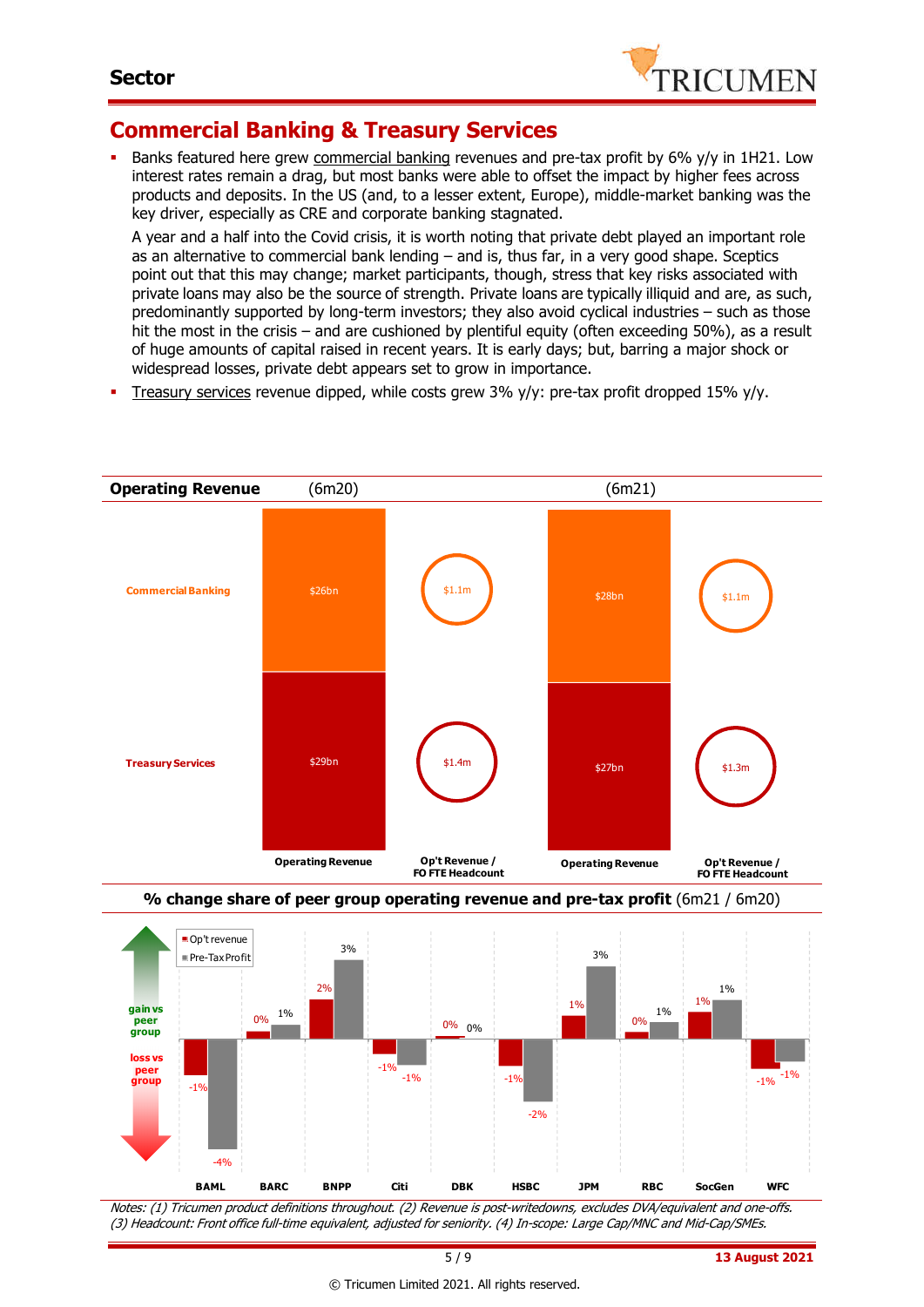## Sector

# Commercial Banking & Treasury Services

- Banks featured here grew commercial banking revenues and pre-tax profit by 6% y/y in 1H21. Low interest rates remain a drag, but most banks were able to offset the impact by higher fees across products and deposits. In the US (and, to a lesser extent, Europe), middle-market banking was the key driver, especially as CRE and corporate banking stagnated.

  A year and a half into the Covid crisis, it is worth noting that private debt played an important role as an alternative to commercial bank lending – and is, thus far, in a very good shape. Sceptics point out that this may change; market participants, though, stress that key risks associated with private loans may also be the source of strength. Private loans are typically illiquid and are, as such, predominantly supported by long-term investors; they also avoid cyclical industries – such as those hit the most in the crisis – and are cushioned by plentiful equity (often exceeding 50%), as a result of huge amounts of capital raised in recent years. It is early days; but, barring a major shock or widespread losses, private debt appears set to grow in importance.

- Treasury services revenue dipped, while costs grew 3% y/y: pre-tax profit dropped 15% y/y.

**Operating Revenue**

| | (6m20) Operating Revenue | (6m20) Op't Revenue / FO FTE Headcount | (6m21) Operating Revenue | (6m21) Op't Revenue / FO FTE Headcount |
|---|---|---|---|---|
| Commercial Banking | $26bn | $1.1m | $28bn | $1.1m |
| Treasury Services | $29bn | $1.4m | $27bn | $1.3m |

**% change share of peer group operating revenue and pre-tax profit** (6m21 / 6m20)

| | BAML | BARC | BNPP | Citi | DBK | HSBC | JPM | RBC | SocGen | WFC |
|---|---|---|---|---|---|---|---|---|---|---|
| Op't revenue | -1% | 0% | 2% | -1% | 0% | -1% | 1% | 0% | 1% | -1% |
| Pre-Tax Profit | -4% | 1% | 3% | -1% | 0% | -2% | 3% | 1% | 1% | -1% |

*Notes: (1) Tricumen product definitions throughout. (2) Revenue is post-writedowns, excludes DVA/equivalent and one-offs. (3) Headcount: Front office full-time equivalent, adjusted for seniority. (4) In-scope: Large Cap/MNC and Mid-Cap/SMEs.*

**13 August 2021**

© Tricumen Limited 2021. All rights reserved.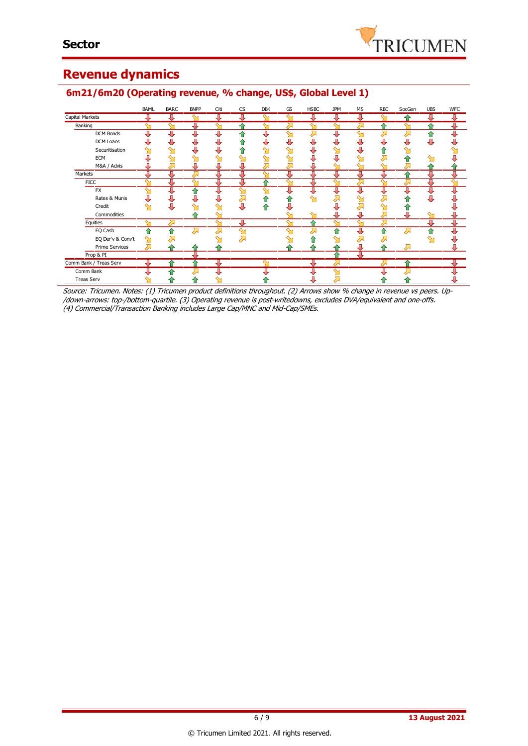## Sector

# Revenue dynamics

### 6m21/6m20 (Operating revenue, % change, US$, Global Level 1)

| | BAML | BARC | BNPP | Citi | CS | DBK | GS | HSBC | JPM | MS | RBC | SocGen | UBS | WFC |
|---|---|---|---|---|---|---|---|---|---|---|---|---|---|---|
| Capital Markets | ↓ | ↓ | ↘ | ↓ | ↓ | ↘ | ↘ | ↓ | ↓ | ↓ | ↘ | ↑ | ↓ | ↓ |
| Banking | ↘ | ↘ | ↓ | ↘ | ↑ | ↘ | ↗ | ↘ | ↘ | ↗ | ↑ | ↘ | ↑ | ↓ |
| DCM Bonds | ↓ | ↓ | ↓ | ↓ | ↑ | ↓ | ↘ | ↗ | ↓ | ↘ | ↗ | ↗ | ↑ | ↓ |
| DCM Loans | ↓ | ↓ | ↓ | ↓ | ↑ | ↓ | ↓ | ↓ | ↓ | ↓ | ↓ | ↓ | ↓ | ↓ |
| Securitisation | ↘ | ↘ | ↓ | ↓ | ↑ | ↘ | ↘ | ↓ | ↘ | ↓ | ↑ | ↘ | | ↘ |
| ECM | ↓ | ↘ | ↘ | ↘ | ↘ | ↘ | ↘ | ↓ | ↓ | ↘ | ↗ | ↑ | ↘ | ↓ |
| M&A / Advis | ↓ | ↗ | ↓ | ↓ | ↓ | ↗ | ↗ | ↓ | ↘ | ↘ | ↘ | ↗ | ↑ | ↑ |
| Markets | ↓ | ↓ | ↗ | ↓ | ↓ | ↘ | ↓ | ↓ | ↓ | ↓ | ↓ | ↑ | ↓ | ↓ |
| FICC | ↘ | ↓ | ↘ | ↓ | ↓ | ↑ | ↘ | ↓ | ↘ | ↗ | ↘ | ↗ | ↓ | ↘ |
| FX | ↘ | ↓ | ↑ | ↓ | ↘ | ↘ | ↓ | ↓ | ↓ | ↓ | ↓ | ↓ | ↓ | ↓ |
| Rates & Munis | ↓ | ↓ | ↓ | ↓ | ↗ | ↑ | ↑ | ↘ | ↗ | ↘ | ↗ | ↑ | ↓ | ↓ |
| Credit | ↘ | ↓ | ↘ | ↘ | ↓ | ↑ | ↓ | | ↓ | ↗ | ↘ | ↑ | | ↓ |
| Commodities | | | ↑ | ↘ | | | ↘ | ↘ | ↓ | ↓ | ↗ | ↓ | ↘ | ↓ |
| Equities | ↘ | ↗ | | ↘ | ↓ | | ↘ | ↑ | ↘ | ↘ | ↗ | | ↓ | ↓ |
| EQ Cash | ↑ | ↑ | ↗ | ↗ | ↘ | | ↘ | ↗ | ↑ | ↓ | ↑ | ↗ | ↑ | ↓ |
| EQ Der'v & Conv't | ↘ | ↗ | | ↘ | ↗ | | ↘ | ↑ | ↘ | ↗ | ↗ | | ↘ | ↓ |
| Prime Services | ↗ | ↑ | ↑ | ↑ | | | ↑ | ↑ | ↑ | ↓ | ↑ | ↗ | | ↓ |
| Prop & PI | | | ↓ | | | | | | ↑ | ↓ | | | | |
| Comm Bank / Treas Serv | ↓ | ↑ | ↑ | ↓ | | ↘ | | ↓ | ↗ | | ↗ | ↑ | | ↓ |
| Comm Bank | ↓ | ↑ | ↗ | ↓ | | ↓ | | ↓ | ↘ | | ↓ | ↗ | | ↓ |
| Treas Serv | ↘ | ↑ | ↑ | ↘ | | ↑ | | ↓ | ↗ | | ↑ | ↑ | | ↓ |

*Source: Tricumen. Notes: (1) Tricumen product definitions throughout. (2) Arrows show % change in revenue vs peers. Up-/down-arrows: top-/bottom-quartile. (3) Operating revenue is post-writedowns, excludes DVA/equivalent and one-offs. (4) Commercial/Transaction Banking includes Large Cap/MNC and Mid-Cap/SMEs.*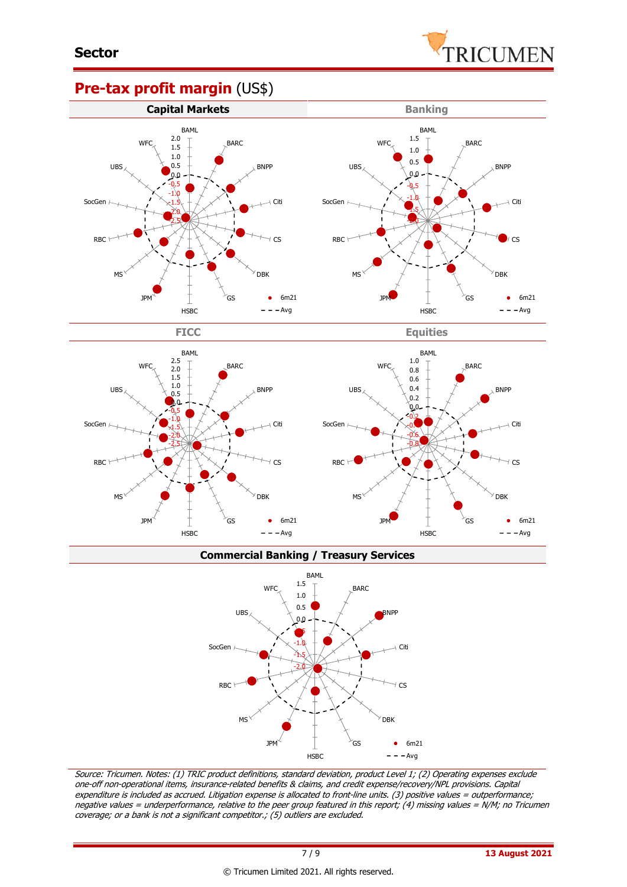## Pre-tax profit margin (US$)

### Capital Markets

BAML, BARC, BNPP, Citi, CS, DBK, GS, HSBC, JPM, MS, RBC, SocGen, UBS, WFC

2.0, 1.5, 1.0, 0.5, 0.0, -0.5, -1.0, -1.5, -2.0, -2.5

● 6m21
- - - Avg

### Banking

BAML, BARC, BNPP, Citi, CS, DBK, GS, HSBC, JPM, MS, RBC, SocGen, UBS, WFC

1.5, 1.0, 0.5, 0.0, -0.5, -1.0, -1.5, -2.0

● 6m21
- - - Avg

### FICC

BAML, BARC, BNPP, Citi, CS, DBK, GS, HSBC, JPM, MS, RBC, SocGen, UBS, WFC

2.5, 2.0, 1.5, 1.0, 0.5, 0.0, -0.5, -1.0, -1.5, -2.0, -2.5

● 6m21
- - - Avg

### Equities

BAML, BARC, BNPP, Citi, CS, DBK, GS, HSBC, JPM, MS, RBC, SocGen, UBS, WFC

1.0, 0.8, 0.6, 0.4, 0.2, 0.0, -0.2, -0.4, -0.6, -0.8

● 6m21
- - - Avg

### Commercial Banking / Treasury Services

BAML, BARC, BNPP, Citi, CS, DBK, GS, HSBC, JPM, MS, RBC, SocGen, UBS, WFC

1.5, 1.0, 0.5, 0.0, -0.5, -1.0, -1.5, -2.0

● 6m21
- - - Avg

*Source: Tricumen. Notes: (1) TRIC product definitions, standard deviation, product Level 1; (2) Operating expenses exclude one-off non-operational items, insurance-related benefits & claims, and credit expense/recovery/NPL provisions. Capital expenditure is included as accrued. Litigation expense is allocated to front-line units. (3) positive values = outperformance; negative values = underperformance, relative to the peer group featured in this report; (4) missing values = N/M; no Tricumen coverage; or a bank is not a significant competitor.; (5) outliers are excluded.*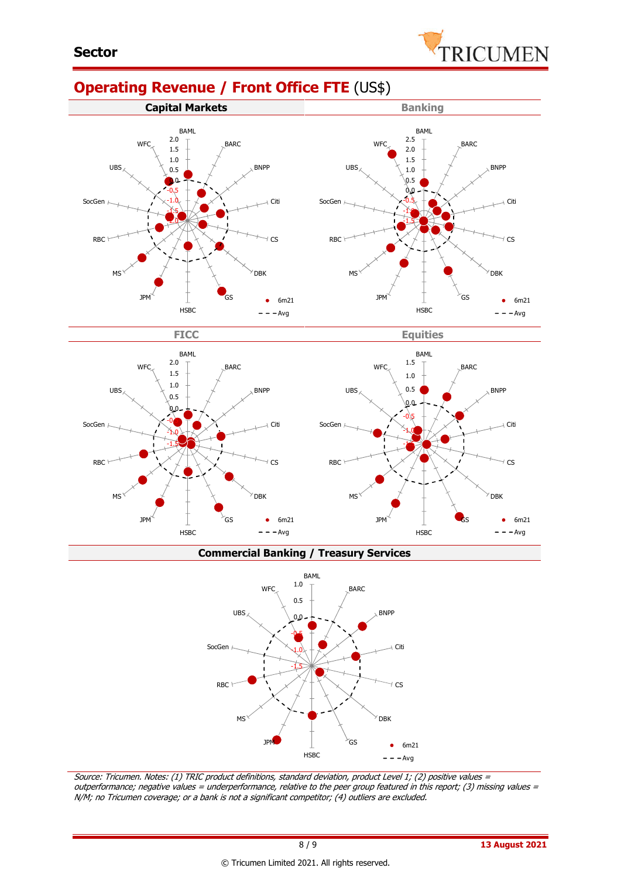## Operating Revenue / Front Office FTE (US$)

**Capital Markets**

BAML, BARC, BNPP, Citi, CS, DBK, GS, HSBC, JPM, MS, RBC, SocGen, UBS, WFC

• 6m21
- - - Avg

**Banking**

BAML, BARC, BNPP, Citi, CS, DBK, GS, HSBC, JPM, MS, RBC, SocGen, UBS, WFC

• 6m21
- - - Avg

**FICC**

BAML, BARC, BNPP, Citi, CS, DBK, GS, HSBC, JPM, MS, RBC, SocGen, UBS, WFC

• 6m21
- - - Avg

**Equities**

BAML, BARC, BNPP, Citi, CS, DBK, GS, HSBC, JPM, MS, RBC, SocGen, UBS, WFC

• 6m21
- - - Avg

**Commercial Banking / Treasury Services**

BAML, BARC, BNPP, Citi, CS, DBK, GS, HSBC, JPM, MS, RBC, SocGen, UBS, WFC

• 6m21
- - - Avg

*Source: Tricumen. Notes: (1) TRIC product definitions, standard deviation, product Level 1; (2) positive values = outperformance; negative values = underperformance, relative to the peer group featured in this report; (3) missing values = N/M; no Tricumen coverage; or a bank is not a significant competitor; (4) outliers are excluded.*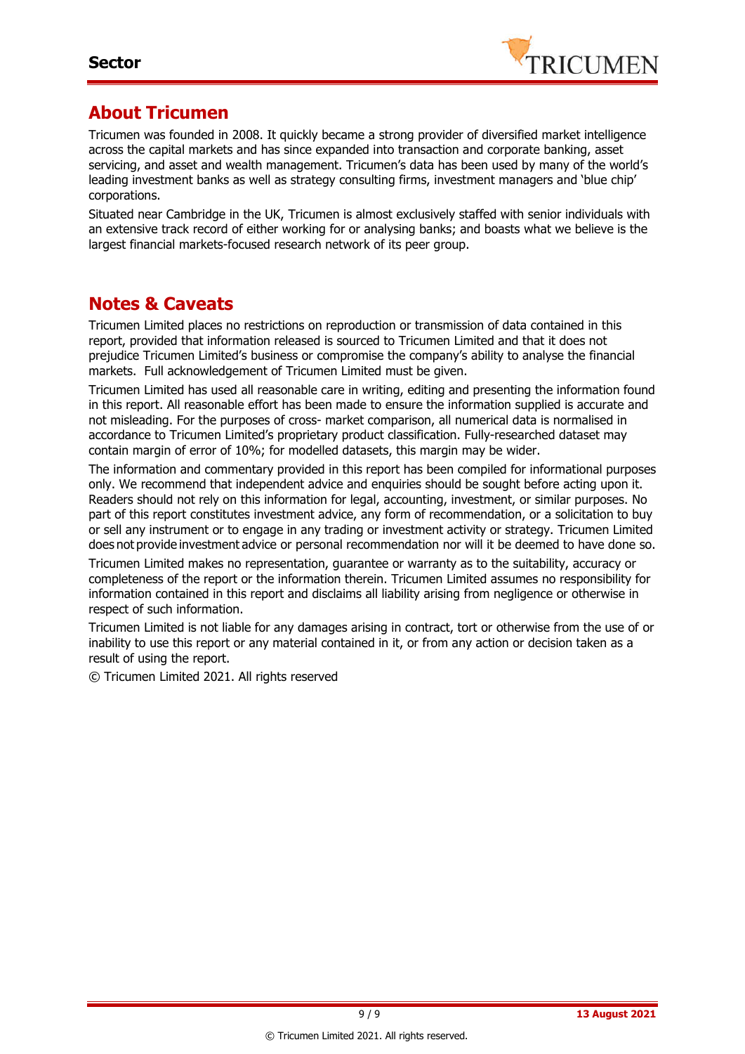## About Tricumen

Tricumen was founded in 2008. It quickly became a strong provider of diversified market intelligence across the capital markets and has since expanded into transaction and corporate banking, asset servicing, and asset and wealth management. Tricumen's data has been used by many of the world's leading investment banks as well as strategy consulting firms, investment managers and 'blue chip' corporations.

Situated near Cambridge in the UK, Tricumen is almost exclusively staffed with senior individuals with an extensive track record of either working for or analysing banks; and boasts what we believe is the largest financial markets-focused research network of its peer group.

## Notes & Caveats

Tricumen Limited places no restrictions on reproduction or transmission of data contained in this report, provided that information released is sourced to Tricumen Limited and that it does not prejudice Tricumen Limited's business or compromise the company's ability to analyse the financial markets. Full acknowledgement of Tricumen Limited must be given.

Tricumen Limited has used all reasonable care in writing, editing and presenting the information found in this report. All reasonable effort has been made to ensure the information supplied is accurate and not misleading. For the purposes of cross- market comparison, all numerical data is normalised in accordance to Tricumen Limited's proprietary product classification. Fully-researched dataset may contain margin of error of 10%; for modelled datasets, this margin may be wider.

The information and commentary provided in this report has been compiled for informational purposes only. We recommend that independent advice and enquiries should be sought before acting upon it. Readers should not rely on this information for legal, accounting, investment, or similar purposes. No part of this report constitutes investment advice, any form of recommendation, or a solicitation to buy or sell any instrument or to engage in any trading or investment activity or strategy. Tricumen Limited does not provide investment advice or personal recommendation nor will it be deemed to have done so.

Tricumen Limited makes no representation, guarantee or warranty as to the suitability, accuracy or completeness of the report or the information therein. Tricumen Limited assumes no responsibility for information contained in this report and disclaims all liability arising from negligence or otherwise in respect of such information.

Tricumen Limited is not liable for any damages arising in contract, tort or otherwise from the use of or inability to use this report or any material contained in it, or from any action or decision taken as a result of using the report.

© Tricumen Limited 2021. All rights reserved